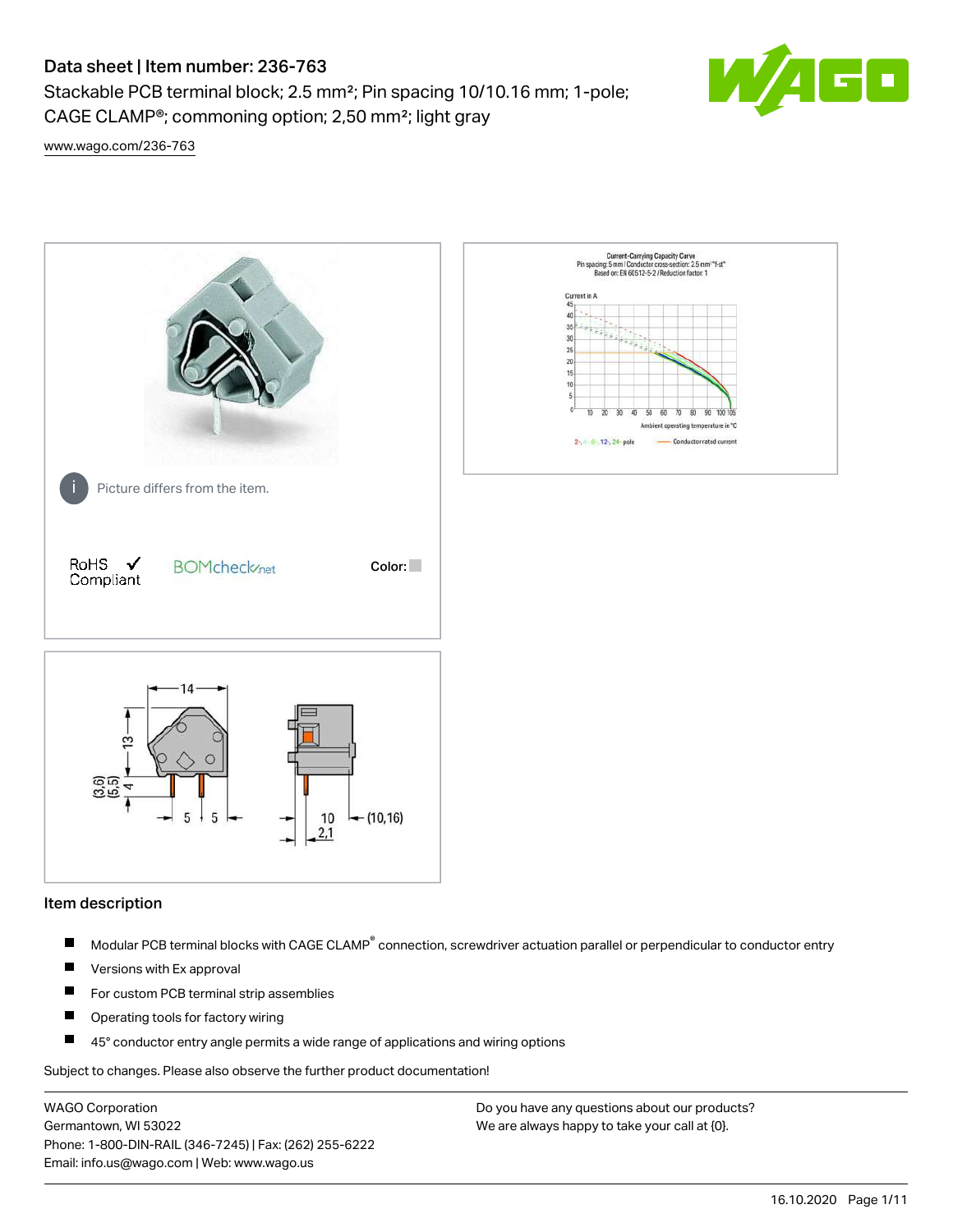# Data sheet | Item number: 236-763

Stackable PCB terminal block; 2.5 mm²; Pin spacing 10/10.16 mm; 1-pole; CAGE CLAMP®; commoning option; 2,50 mm²; light gray

www.wago.com/236-763

Picture differs from the item.

RoHS ✓ Compliant

BOMcheck.net

Color:

## Item description

- Modular PCB terminal blocks with CAGE CLAMP® connection, screwdriver actuation parallel or perpendicular to conductor entry
- Versions with Ex approval
- For custom PCB terminal strip assemblies
- Operating tools for factory wiring
- 45° conductor entry angle permits a wide range of applications and wiring options

Subject to changes. Please also observe the further product documentation!

WAGO Corporation
Germantown, WI 53022
Phone: 1-800-DIN-RAIL (346-7245) | Fax: (262) 255-6222
Email: info.us@wago.com | Web: www.wago.us

Do you have any questions about our products?
We are always happy to take your call at {0}.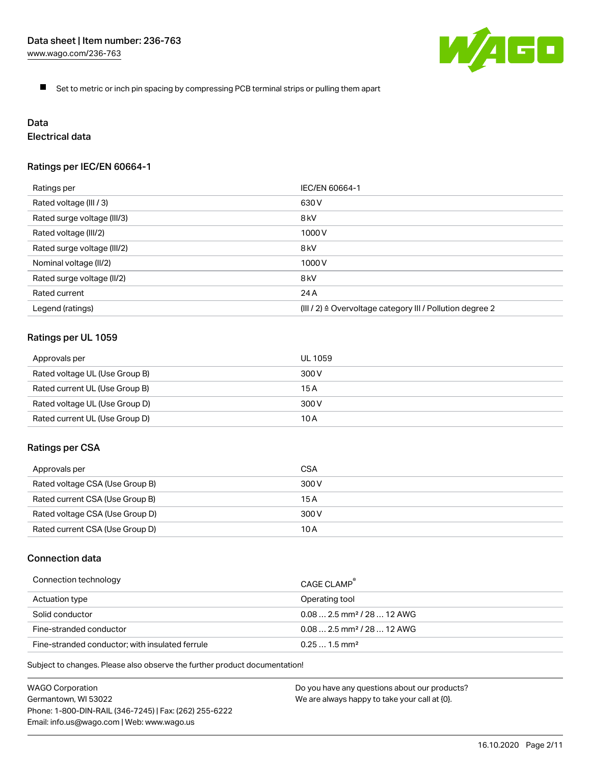- Set to metric or inch pin spacing by compressing PCB terminal strips or pulling them apart

# Data

## Electrical data

### Ratings per IEC/EN 60664-1

| | |
|---|---|
| Ratings per | IEC/EN 60664-1 |
| Rated voltage (III / 3) | 630 V |
| Rated surge voltage (III/3) | 8 kV |
| Rated voltage (III/2) | 1000 V |
| Rated surge voltage (III/2) | 8 kV |
| Nominal voltage (II/2) | 1000 V |
| Rated surge voltage (II/2) | 8 kV |
| Rated current | 24 A |
| Legend (ratings) | (III / 2) ≙ Overvoltage category III / Pollution degree 2 |

### Ratings per UL 1059

| | |
|---|---|
| Approvals per | UL 1059 |
| Rated voltage UL (Use Group B) | 300 V |
| Rated current UL (Use Group B) | 15 A |
| Rated voltage UL (Use Group D) | 300 V |
| Rated current UL (Use Group D) | 10 A |

### Ratings per CSA

| | |
|---|---|
| Approvals per | CSA |
| Rated voltage CSA (Use Group B) | 300 V |
| Rated current CSA (Use Group B) | 15 A |
| Rated voltage CSA (Use Group D) | 300 V |
| Rated current CSA (Use Group D) | 10 A |

### Connection data

| | |
|---|---|
| Connection technology | CAGE CLAMP® |
| Actuation type | Operating tool |
| Solid conductor | 0.08 … 2.5 mm² / 28 … 12 AWG |
| Fine-stranded conductor | 0.08 … 2.5 mm² / 28 … 12 AWG |
| Fine-stranded conductor; with insulated ferrule | 0.25 … 1.5 mm² |

Subject to changes. Please also observe the further product documentation!

WAGO Corporation
Germantown, WI 53022
Phone: 1-800-DIN-RAIL (346-7245) | Fax: (262) 255-6222
Email: info.us@wago.com | Web: www.wago.us

Do you have any questions about our products?
We are always happy to take your call at {0}.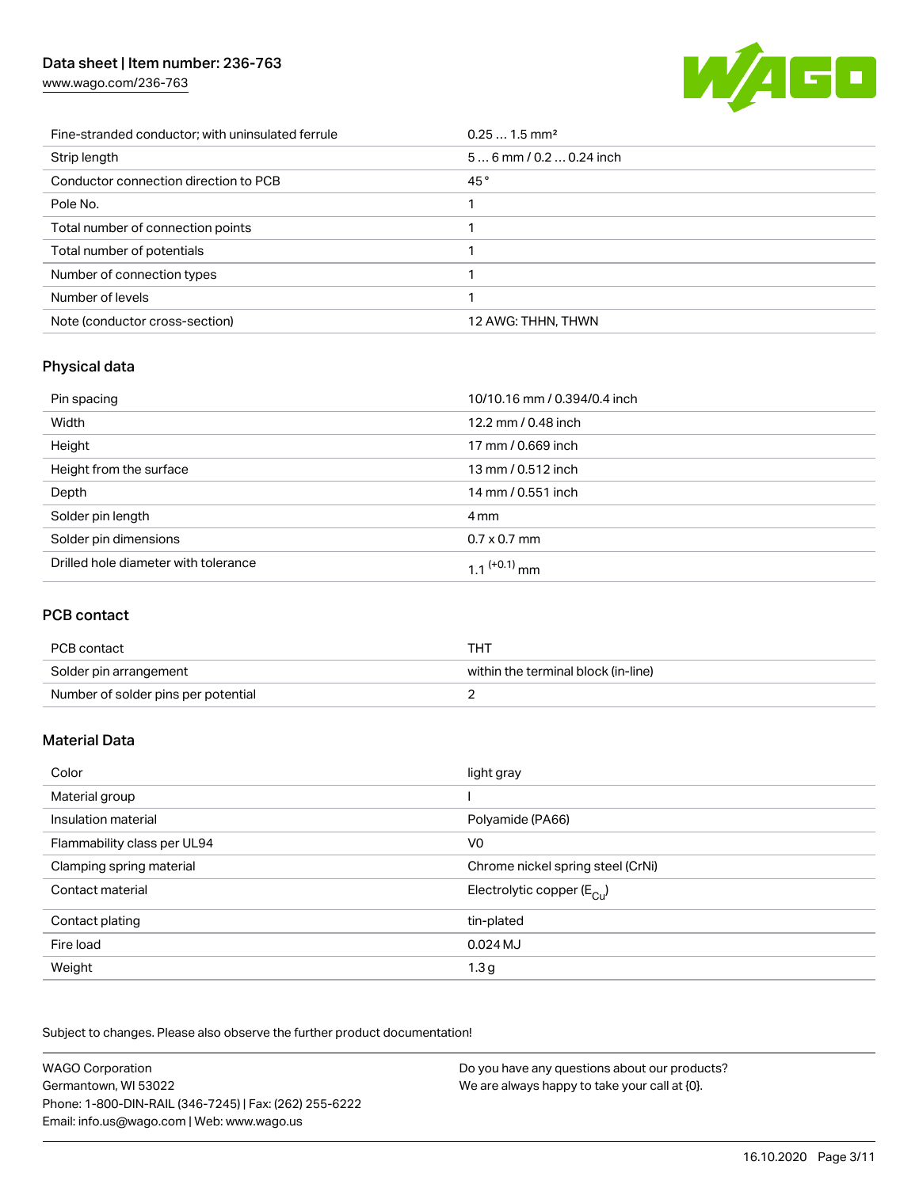| | |
|---|---|
| Fine-stranded conductor; with uninsulated ferrule | 0.25 … 1.5 mm² |
| Strip length | 5 … 6 mm / 0.2 … 0.24 inch |
| Conductor connection direction to PCB | 45 ° |
| Pole No. | 1 |
| Total number of connection points | 1 |
| Total number of potentials | 1 |
| Number of connection types | 1 |
| Number of levels | 1 |
| Note (conductor cross-section) | 12 AWG: THHN, THWN |

## Physical data

| | |
|---|---|
| Pin spacing | 10/10.16 mm / 0.394/0.4 inch |
| Width | 12.2 mm / 0.48 inch |
| Height | 17 mm / 0.669 inch |
| Height from the surface | 13 mm / 0.512 inch |
| Depth | 14 mm / 0.551 inch |
| Solder pin length | 4 mm |
| Solder pin dimensions | 0.7 x 0.7 mm |
| Drilled hole diameter with tolerance | $1.1^{(+0.1)}$ mm |

## PCB contact

| | |
|---|---|
| PCB contact | THT |
| Solder pin arrangement | within the terminal block (in-line) |
| Number of solder pins per potential | 2 |

## Material Data

| | |
|---|---|
| Color | light gray |
| Material group | I |
| Insulation material | Polyamide (PA66) |
| Flammability class per UL94 | V0 |
| Clamping spring material | Chrome nickel spring steel (CrNi) |
| Contact material | Electrolytic copper ($E_{Cu}$) |
| Contact plating | tin-plated |
| Fire load | 0.024 MJ |
| Weight | 1.3 g |

Subject to changes. Please also observe the further product documentation!

WAGO Corporation
Germantown, WI 53022
Phone: 1-800-DIN-RAIL (346-7245) | Fax: (262) 255-6222
Email: info.us@wago.com | Web: www.wago.us

Do you have any questions about our products?
We are always happy to take your call at {0}.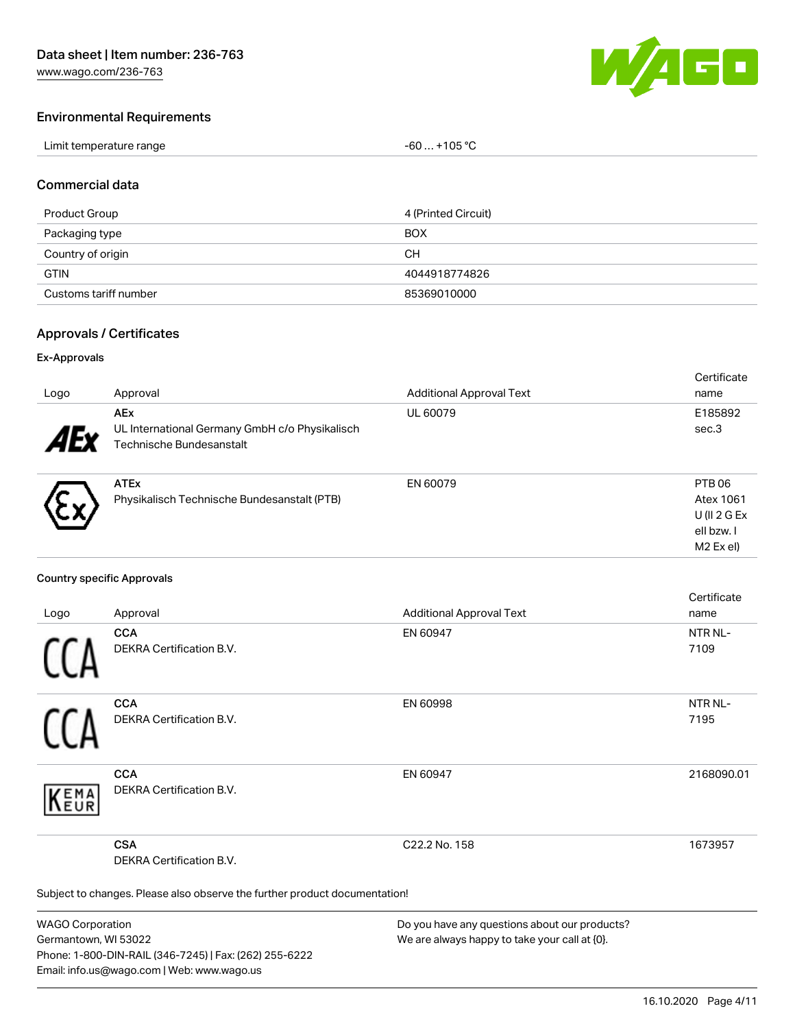## Environmental Requirements

| Limit temperature range | -60 … +105 °C |
|---|---|

## Commercial data

| Product Group | 4 (Printed Circuit) |
|---|---|
| Packaging type | BOX |
| Country of origin | CH |
| GTIN | 4044918774826 |
| Customs tariff number | 85369010000 |

## Approvals / Certificates

### Ex-Approvals

| Logo | Approval | Additional Approval Text | Certificate name |
|---|---|---|---|
| | **AEx** UL International Germany GmbH c/o Physikalisch Technische Bundesanstalt | UL 60079 | E185892 sec.3 |
| | **ATEx** Physikalisch Technische Bundesanstalt (PTB) | EN 60079 | PTB 06 Atex 1061 U (II 2 G Ex eII bzw. I M2 Ex eI) |

### Country specific Approvals

| Logo | Approval | Additional Approval Text | Certificate name |
|---|---|---|---|
| | **CCA** DEKRA Certification B.V. | EN 60947 | NTR NL-7109 |
| | **CCA** DEKRA Certification B.V. | EN 60998 | NTR NL-7195 |
| | **CCA** DEKRA Certification B.V. | EN 60947 | 2168090.01 |
| | **CSA** DEKRA Certification B.V. | C22.2 No. 158 | 1673957 |

Subject to changes. Please also observe the further product documentation!

WAGO Corporation
Germantown, WI 53022
Phone: 1-800-DIN-RAIL (346-7245) | Fax: (262) 255-6222
Email: info.us@wago.com | Web: www.wago.us

Do you have any questions about our products?
We are always happy to take your call at {0}.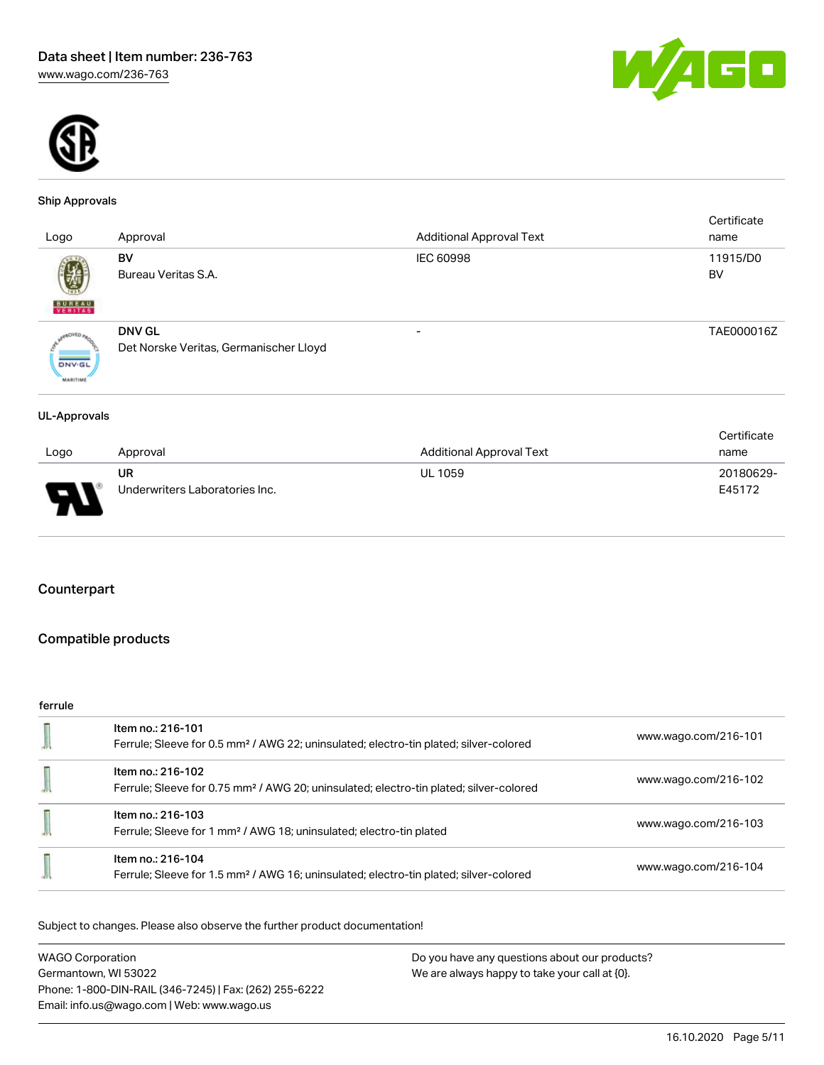### Ship Approvals

| Logo | Approval | Additional Approval Text | Certificate name |
| --- | --- | --- | --- |
| | **BV**<br>Bureau Veritas S.A. | IEC 60998 | 11915/D0 BV |
| | **DNV GL**<br>Det Norske Veritas, Germanischer Lloyd | - | TAE000016Z |

### UL-Approvals

| Logo | Approval | Additional Approval Text | Certificate name |
| --- | --- | --- | --- |
| | **UR**<br>Underwriters Laboratories Inc. | UL 1059 | 20180629-E45172 |

## Counterpart

## Compatible products

ferrule

| | | |
| --- | --- | --- |
| | Item no.: 216-101<br>Ferrule; Sleeve for 0.5 mm² / AWG 22; uninsulated; electro-tin plated; silver-colored | www.wago.com/216-101 |
| | Item no.: 216-102<br>Ferrule; Sleeve for 0.75 mm² / AWG 20; uninsulated; electro-tin plated; silver-colored | www.wago.com/216-102 |
| | Item no.: 216-103<br>Ferrule; Sleeve for 1 mm² / AWG 18; uninsulated; electro-tin plated | www.wago.com/216-103 |
| | Item no.: 216-104<br>Ferrule; Sleeve for 1.5 mm² / AWG 16; uninsulated; electro-tin plated; silver-colored | www.wago.com/216-104 |

Subject to changes. Please also observe the further product documentation!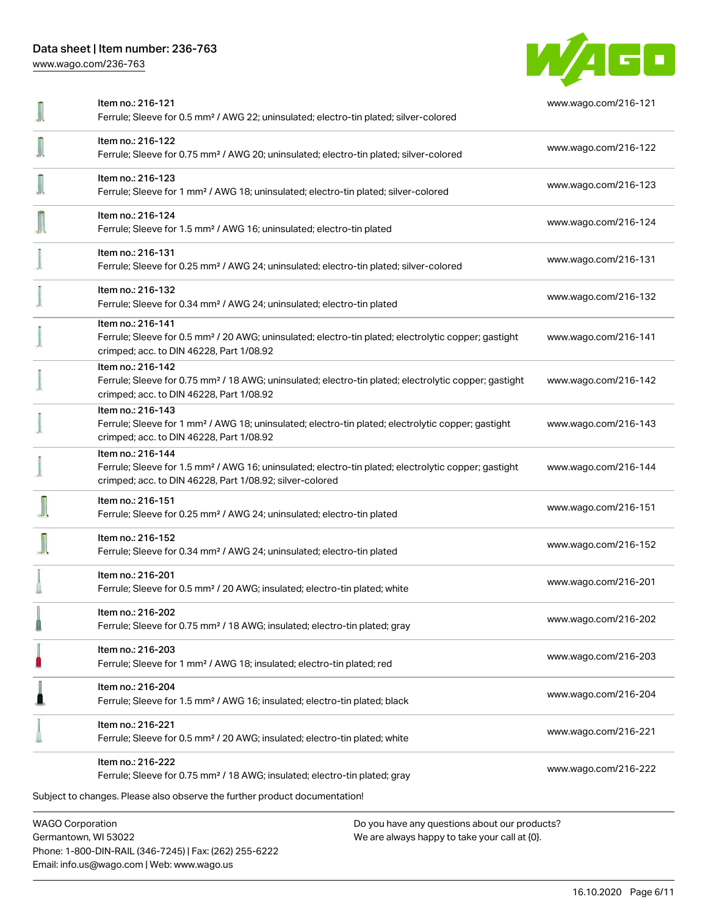| Item | Link |
| --- | --- |
| Item no.: 216-121<br>Ferrule; Sleeve for 0.5 mm² / AWG 22; uninsulated; electro-tin plated; silver-colored | www.wago.com/216-121 |
| Item no.: 216-122<br>Ferrule; Sleeve for 0.75 mm² / AWG 20; uninsulated; electro-tin plated; silver-colored | www.wago.com/216-122 |
| Item no.: 216-123<br>Ferrule; Sleeve for 1 mm² / AWG 18; uninsulated; electro-tin plated; silver-colored | www.wago.com/216-123 |
| Item no.: 216-124<br>Ferrule; Sleeve for 1.5 mm² / AWG 16; uninsulated; electro-tin plated | www.wago.com/216-124 |
| Item no.: 216-131<br>Ferrule; Sleeve for 0.25 mm² / AWG 24; uninsulated; electro-tin plated; silver-colored | www.wago.com/216-131 |
| Item no.: 216-132<br>Ferrule; Sleeve for 0.34 mm² / AWG 24; uninsulated; electro-tin plated | www.wago.com/216-132 |
| Item no.: 216-141<br>Ferrule; Sleeve for 0.5 mm² / 20 AWG; uninsulated; electro-tin plated; electrolytic copper; gastight crimped; acc. to DIN 46228, Part 1/08.92 | www.wago.com/216-141 |
| Item no.: 216-142<br>Ferrule; Sleeve for 0.75 mm² / 18 AWG; uninsulated; electro-tin plated; electrolytic copper; gastight crimped; acc. to DIN 46228, Part 1/08.92 | www.wago.com/216-142 |
| Item no.: 216-143<br>Ferrule; Sleeve for 1 mm² / AWG 18; uninsulated; electro-tin plated; electrolytic copper; gastight crimped; acc. to DIN 46228, Part 1/08.92 | www.wago.com/216-143 |
| Item no.: 216-144<br>Ferrule; Sleeve for 1.5 mm² / AWG 16; uninsulated; electro-tin plated; electrolytic copper; gastight crimped; acc. to DIN 46228, Part 1/08.92; silver-colored | www.wago.com/216-144 |
| Item no.: 216-151<br>Ferrule; Sleeve for 0.25 mm² / AWG 24; uninsulated; electro-tin plated | www.wago.com/216-151 |
| Item no.: 216-152<br>Ferrule; Sleeve for 0.34 mm² / AWG 24; uninsulated; electro-tin plated | www.wago.com/216-152 |
| Item no.: 216-201<br>Ferrule; Sleeve for 0.5 mm² / 20 AWG; insulated; electro-tin plated; white | www.wago.com/216-201 |
| Item no.: 216-202<br>Ferrule; Sleeve for 0.75 mm² / 18 AWG; insulated; electro-tin plated; gray | www.wago.com/216-202 |
| Item no.: 216-203<br>Ferrule; Sleeve for 1 mm² / AWG 18; insulated; electro-tin plated; red | www.wago.com/216-203 |
| Item no.: 216-204<br>Ferrule; Sleeve for 1.5 mm² / AWG 16; insulated; electro-tin plated; black | www.wago.com/216-204 |
| Item no.: 216-221<br>Ferrule; Sleeve for 0.5 mm² / 20 AWG; insulated; electro-tin plated; white | www.wago.com/216-221 |
| Item no.: 216-222<br>Ferrule; Sleeve for 0.75 mm² / 18 AWG; insulated; electro-tin plated; gray | www.wago.com/216-222 |

Subject to changes. Please also observe the further product documentation!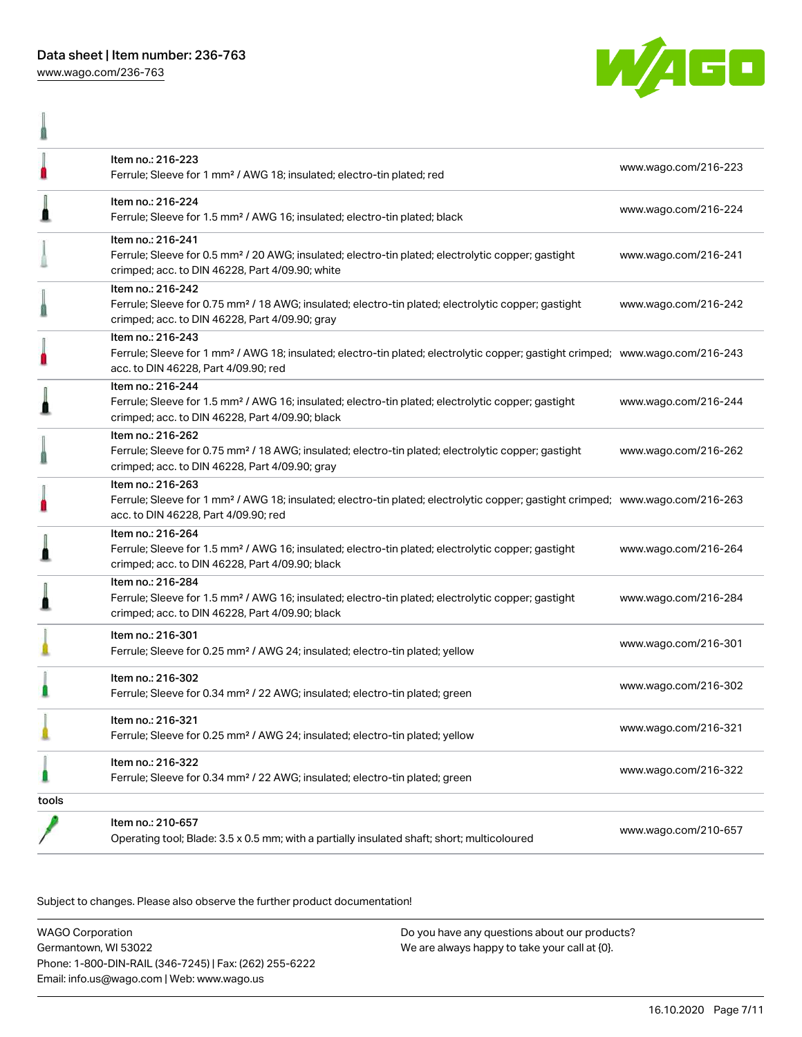| | | |
|---|---|---|
| | Item no.: 216-223<br>Ferrule; Sleeve for 1 mm² / AWG 18; insulated; electro-tin plated; red | www.wago.com/216-223 |
| | Item no.: 216-224<br>Ferrule; Sleeve for 1.5 mm² / AWG 16; insulated; electro-tin plated; black | www.wago.com/216-224 |
| | Item no.: 216-241<br>Ferrule; Sleeve for 0.5 mm² / 20 AWG; insulated; electro-tin plated; electrolytic copper; gastight crimped; acc. to DIN 46228, Part 4/09.90; white | www.wago.com/216-241 |
| | Item no.: 216-242<br>Ferrule; Sleeve for 0.75 mm² / 18 AWG; insulated; electro-tin plated; electrolytic copper; gastight crimped; acc. to DIN 46228, Part 4/09.90; gray | www.wago.com/216-242 |
| | Item no.: 216-243<br>Ferrule; Sleeve for 1 mm² / AWG 18; insulated; electro-tin plated; electrolytic copper; gastight crimped; acc. to DIN 46228, Part 4/09.90; red | www.wago.com/216-243 |
| | Item no.: 216-244<br>Ferrule; Sleeve for 1.5 mm² / AWG 16; insulated; electro-tin plated; electrolytic copper; gastight crimped; acc. to DIN 46228, Part 4/09.90; black | www.wago.com/216-244 |
| | Item no.: 216-262<br>Ferrule; Sleeve for 0.75 mm² / 18 AWG; insulated; electro-tin plated; electrolytic copper; gastight crimped; acc. to DIN 46228, Part 4/09.90; gray | www.wago.com/216-262 |
| | Item no.: 216-263<br>Ferrule; Sleeve for 1 mm² / AWG 18; insulated; electro-tin plated; electrolytic copper; gastight crimped; acc. to DIN 46228, Part 4/09.90; red | www.wago.com/216-263 |
| | Item no.: 216-264<br>Ferrule; Sleeve for 1.5 mm² / AWG 16; insulated; electro-tin plated; electrolytic copper; gastight crimped; acc. to DIN 46228, Part 4/09.90; black | www.wago.com/216-264 |
| | Item no.: 216-284<br>Ferrule; Sleeve for 1.5 mm² / AWG 16; insulated; electro-tin plated; electrolytic copper; gastight crimped; acc. to DIN 46228, Part 4/09.90; black | www.wago.com/216-284 |
| | Item no.: 216-301<br>Ferrule; Sleeve for 0.25 mm² / AWG 24; insulated; electro-tin plated; yellow | www.wago.com/216-301 |
| | Item no.: 216-302<br>Ferrule; Sleeve for 0.34 mm² / 22 AWG; insulated; electro-tin plated; green | www.wago.com/216-302 |
| | Item no.: 216-321<br>Ferrule; Sleeve for 0.25 mm² / AWG 24; insulated; electro-tin plated; yellow | www.wago.com/216-321 |
| | Item no.: 216-322<br>Ferrule; Sleeve for 0.34 mm² / 22 AWG; insulated; electro-tin plated; green | www.wago.com/216-322 |
| tools | | |
| | Item no.: 210-657<br>Operating tool; Blade: 3.5 x 0.5 mm; with a partially insulated shaft; short; multicoloured | www.wago.com/210-657 |

Subject to changes. Please also observe the further product documentation!

WAGO Corporation
Germantown, WI 53022
Phone: 1-800-DIN-RAIL (346-7245) | Fax: (262) 255-6222
Email: info.us@wago.com | Web: www.wago.us

Do you have any questions about our products?
We are always happy to take your call at {0}.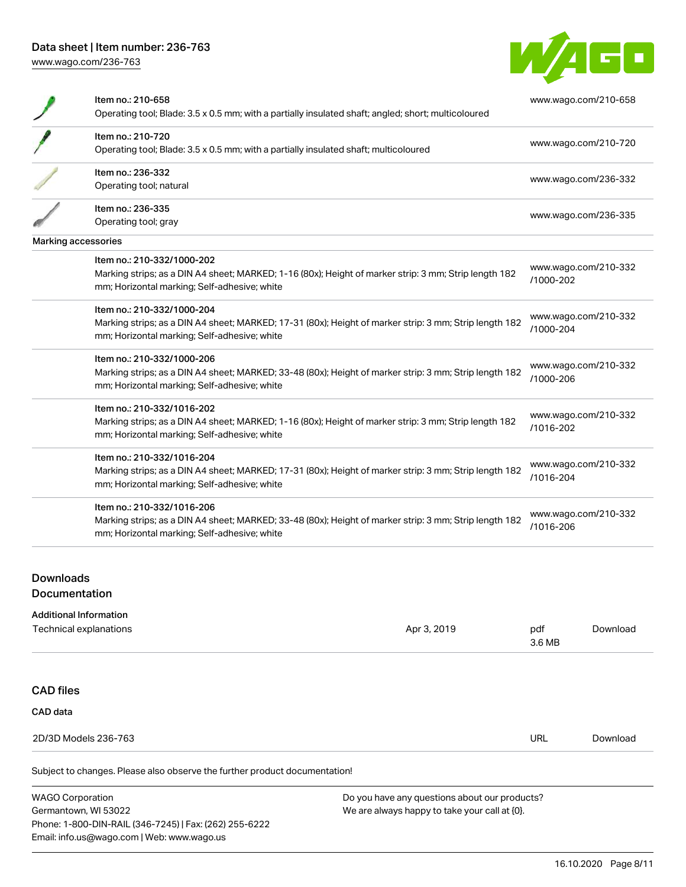| Item | Description | Link |
| --- | --- | --- |
| Item no.: 210-658 | Operating tool; Blade: 3.5 x 0.5 mm; with a partially insulated shaft; angled; short; multicoloured | www.wago.com/210-658 |
| Item no.: 210-720 | Operating tool; Blade: 3.5 x 0.5 mm; with a partially insulated shaft; multicoloured | www.wago.com/210-720 |
| Item no.: 236-332 | Operating tool; natural | www.wago.com/236-332 |
| Item no.: 236-335 | Operating tool; gray | www.wago.com/236-335 |

Marking accessories

| Item | Description | Link |
| --- | --- | --- |
| Item no.: 210-332/1000-202 | Marking strips; as a DIN A4 sheet; MARKED; 1-16 (80x); Height of marker strip: 3 mm; Strip length 182 mm; Horizontal marking; Self-adhesive; white | www.wago.com/210-332/1000-202 |
| Item no.: 210-332/1000-204 | Marking strips; as a DIN A4 sheet; MARKED; 17-31 (80x); Height of marker strip: 3 mm; Strip length 182 mm; Horizontal marking; Self-adhesive; white | www.wago.com/210-332/1000-204 |
| Item no.: 210-332/1000-206 | Marking strips; as a DIN A4 sheet; MARKED; 33-48 (80x); Height of marker strip: 3 mm; Strip length 182 mm; Horizontal marking; Self-adhesive; white | www.wago.com/210-332/1000-206 |
| Item no.: 210-332/1016-202 | Marking strips; as a DIN A4 sheet; MARKED; 1-16 (80x); Height of marker strip: 3 mm; Strip length 182 mm; Horizontal marking; Self-adhesive; white | www.wago.com/210-332/1016-202 |
| Item no.: 210-332/1016-204 | Marking strips; as a DIN A4 sheet; MARKED; 17-31 (80x); Height of marker strip: 3 mm; Strip length 182 mm; Horizontal marking; Self-adhesive; white | www.wago.com/210-332/1016-204 |
| Item no.: 210-332/1016-206 | Marking strips; as a DIN A4 sheet; MARKED; 33-48 (80x); Height of marker strip: 3 mm; Strip length 182 mm; Horizontal marking; Self-adhesive; white | www.wago.com/210-332/1016-206 |

## Downloads
## Documentation

**Additional Information**

| Document | Date | Format | |
| --- | --- | --- | --- |
| Technical explanations | Apr 3, 2019 | pdf 3.6 MB | Download |

## CAD files

**CAD data**

| File | Format | |
| --- | --- | --- |
| 2D/3D Models 236-763 | URL | Download |

Subject to changes. Please also observe the further product documentation!

WAGO Corporation
Germantown, WI 53022
Phone: 1-800-DIN-RAIL (346-7245) | Fax: (262) 255-6222
Email: info.us@wago.com | Web: www.wago.us

Do you have any questions about our products?
We are always happy to take your call at {0}.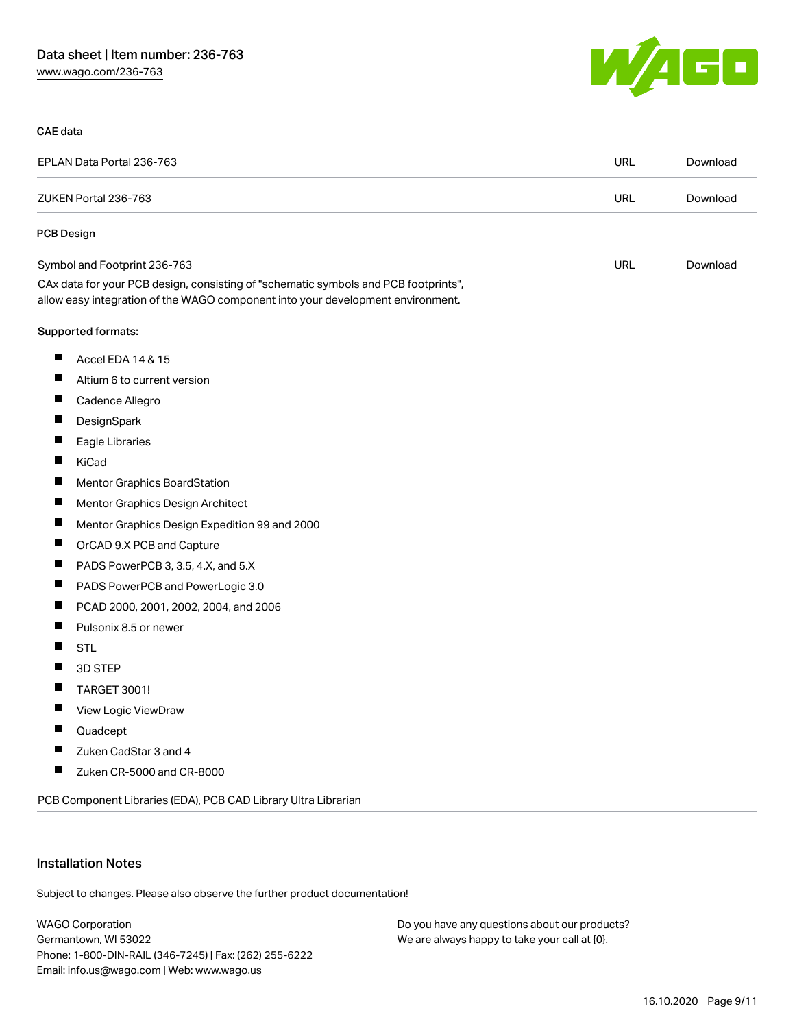### CAE data

| EPLAN Data Portal 236-763 | URL | Download |
| --- | --- | --- |
| ZUKEN Portal 236-763 | URL | Download |

### PCB Design

| Symbol and Footprint 236-763 | URL | Download |
| --- | --- | --- |

CAx data for your PCB design, consisting of "schematic symbols and PCB footprints", allow easy integration of the WAGO component into your development environment.

Supported formats:

- Accel EDA 14 & 15
- Altium 6 to current version
- Cadence Allegro
- DesignSpark
- Eagle Libraries
- KiCad
- Mentor Graphics BoardStation
- Mentor Graphics Design Architect
- Mentor Graphics Design Expedition 99 and 2000
- OrCAD 9.X PCB and Capture
- PADS PowerPCB 3, 3.5, 4.X, and 5.X
- PADS PowerPCB and PowerLogic 3.0
- PCAD 2000, 2001, 2002, 2004, and 2006
- Pulsonix 8.5 or newer
- STL
- 3D STEP
- TARGET 3001!
- View Logic ViewDraw
- Quadcept
- Zuken CadStar 3 and 4
- Zuken CR-5000 and CR-8000

PCB Component Libraries (EDA), PCB CAD Library Ultra Librarian

## Installation Notes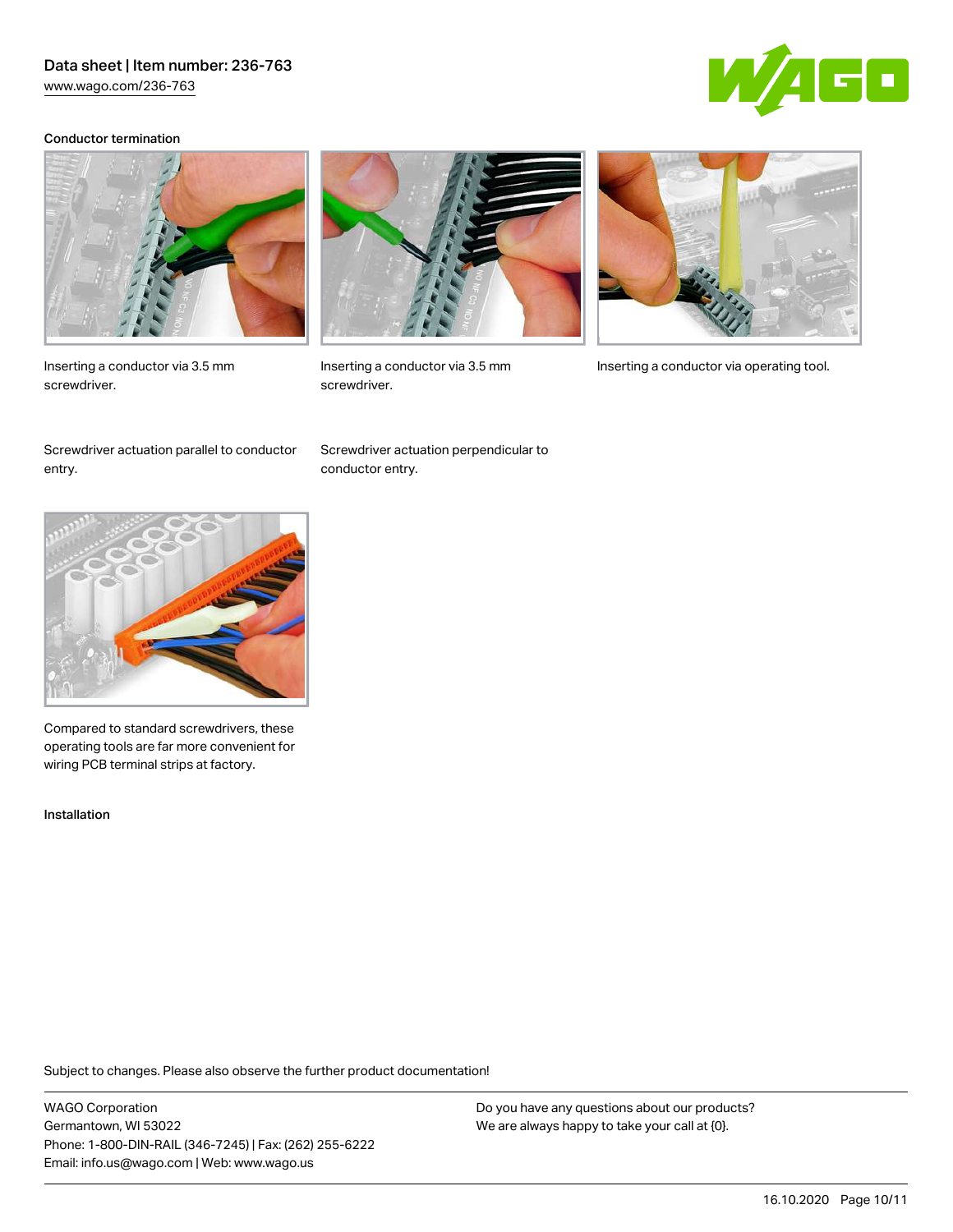## Conductor termination

Inserting a conductor via 3.5 mm screwdriver.

Inserting a conductor via 3.5 mm screwdriver.

Inserting a conductor via operating tool.

Screwdriver actuation parallel to conductor entry.

Screwdriver actuation perpendicular to conductor entry.

Compared to standard screwdrivers, these operating tools are far more convenient for wiring PCB terminal strips at factory.

## Installation

Subject to changes. Please also observe the further product documentation!

WAGO Corporation
Germantown, WI 53022
Phone: 1-800-DIN-RAIL (346-7245) | Fax: (262) 255-6222
Email: info.us@wago.com | Web: www.wago.us

Do you have any questions about our products?
We are always happy to take your call at {0}.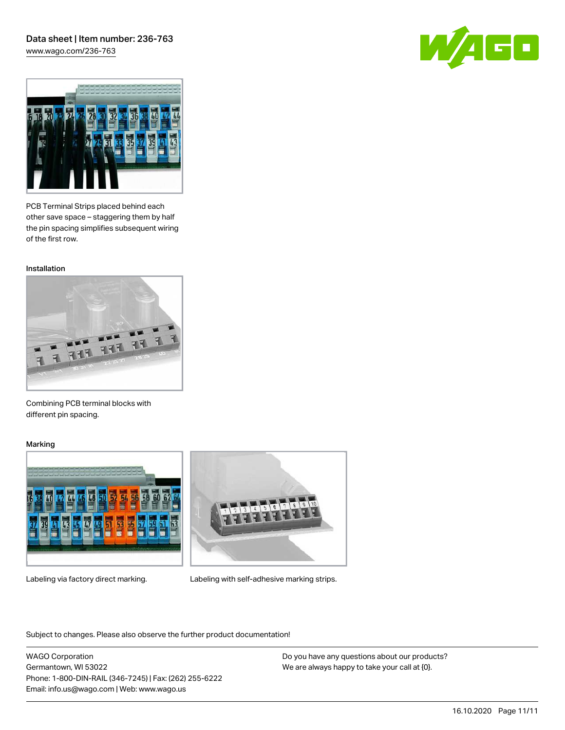PCB Terminal Strips placed behind each other save space – staggering them by half the pin spacing simplifies subsequent wiring of the first row.

## Installation

Combining PCB terminal blocks with different pin spacing.

## Marking

Labeling via factory direct marking.

Labeling with self-adhesive marking strips.

Subject to changes. Please also observe the further product documentation!

WAGO Corporation
Germantown, WI 53022
Phone: 1-800-DIN-RAIL (346-7245) | Fax: (262) 255-6222
Email: info.us@wago.com | Web: www.wago.us

Do you have any questions about our products?
We are always happy to take your call at {0}.